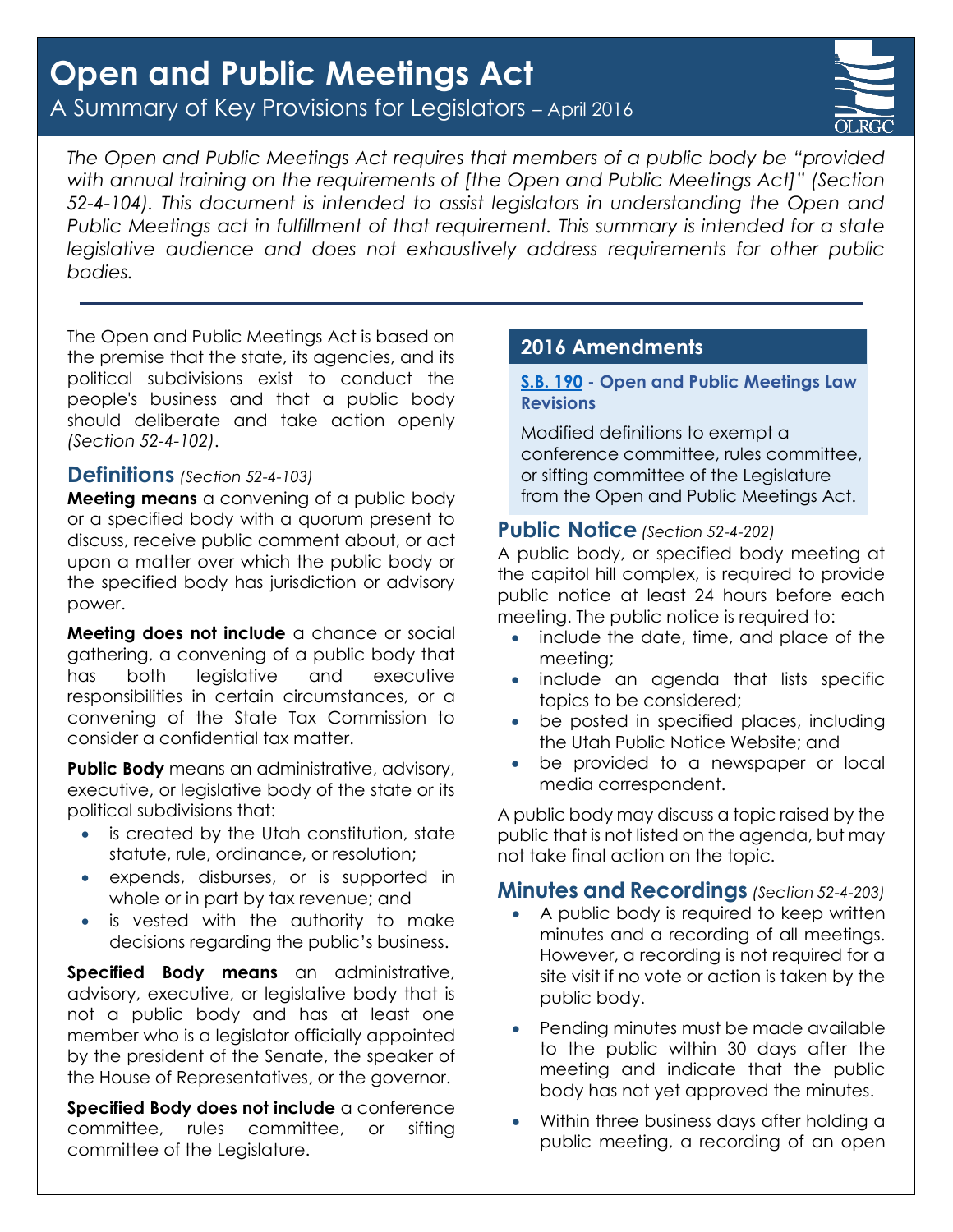# Open and Public Meetings Act

A Summary of Key Provisions for Legislators – April 2016

*The Open and Public Meetings Act requires that members of a public body be "provided with annual training on the requirements of [the Open and Public Meetings Act]" (Section 52-4-104). This document is intended to assist legislators in understanding the Open and Public Meetings act in fulfillment of that requirement. This summary is intended for a state legislative audience and does not exhaustively address requirements for other public bodies.*

---

The Open and Public Meetings Act is based on the premise that the state, its agencies, and its political subdivisions exist to conduct the people's business and that a public body should deliberate and take action openly *(Section 52-4-102)*.

## Definitions *(Section 52-4-103)*

**Meeting means** a convening of a public body or a specified body with a quorum present to discuss, receive public comment about, or act upon a matter over which the public body or the specified body has jurisdiction or advisory power.

**Meeting does not include** a chance or social gathering, a convening of a public body that has both legislative and executive responsibilities in certain circumstances, or a convening of the State Tax Commission to consider a confidential tax matter.

**Public Body** means an administrative, advisory, executive, or legislative body of the state or its political subdivisions that:

- is created by the Utah constitution, state statute, rule, ordinance, or resolution;
- expends, disburses, or is supported in whole or in part by tax revenue; and
- is vested with the authority to make decisions regarding the public's business.

**Specified Body means** an administrative, advisory, executive, or legislative body that is not a public body and has at least one member who is a legislator officially appointed by the president of the Senate, the speaker of the House of Representatives, or the governor.

**Specified Body does not include** a conference committee, rules committee, or sifting committee of the Legislature.

## 2016 Amendments

**S.B. 190 - Open and Public Meetings Law Revisions**

Modified definitions to exempt a conference committee, rules committee, or sifting committee of the Legislature from the Open and Public Meetings Act.

## Public Notice *(Section 52-4-202)*

A public body, or specified body meeting at the capitol hill complex, is required to provide public notice at least 24 hours before each meeting. The public notice is required to:

- include the date, time, and place of the meeting;
- include an agenda that lists specific topics to be considered;
- be posted in specified places, including the Utah Public Notice Website; and
- be provided to a newspaper or local media correspondent.

A public body may discuss a topic raised by the public that is not listed on the agenda, but may not take final action on the topic.

## Minutes and Recordings *(Section 52-4-203)*

- A public body is required to keep written minutes and a recording of all meetings. However, a recording is not required for a site visit if no vote or action is taken by the public body.
- Pending minutes must be made available to the public within 30 days after the meeting and indicate that the public body has not yet approved the minutes.
- Within three business days after holding a public meeting, a recording of an open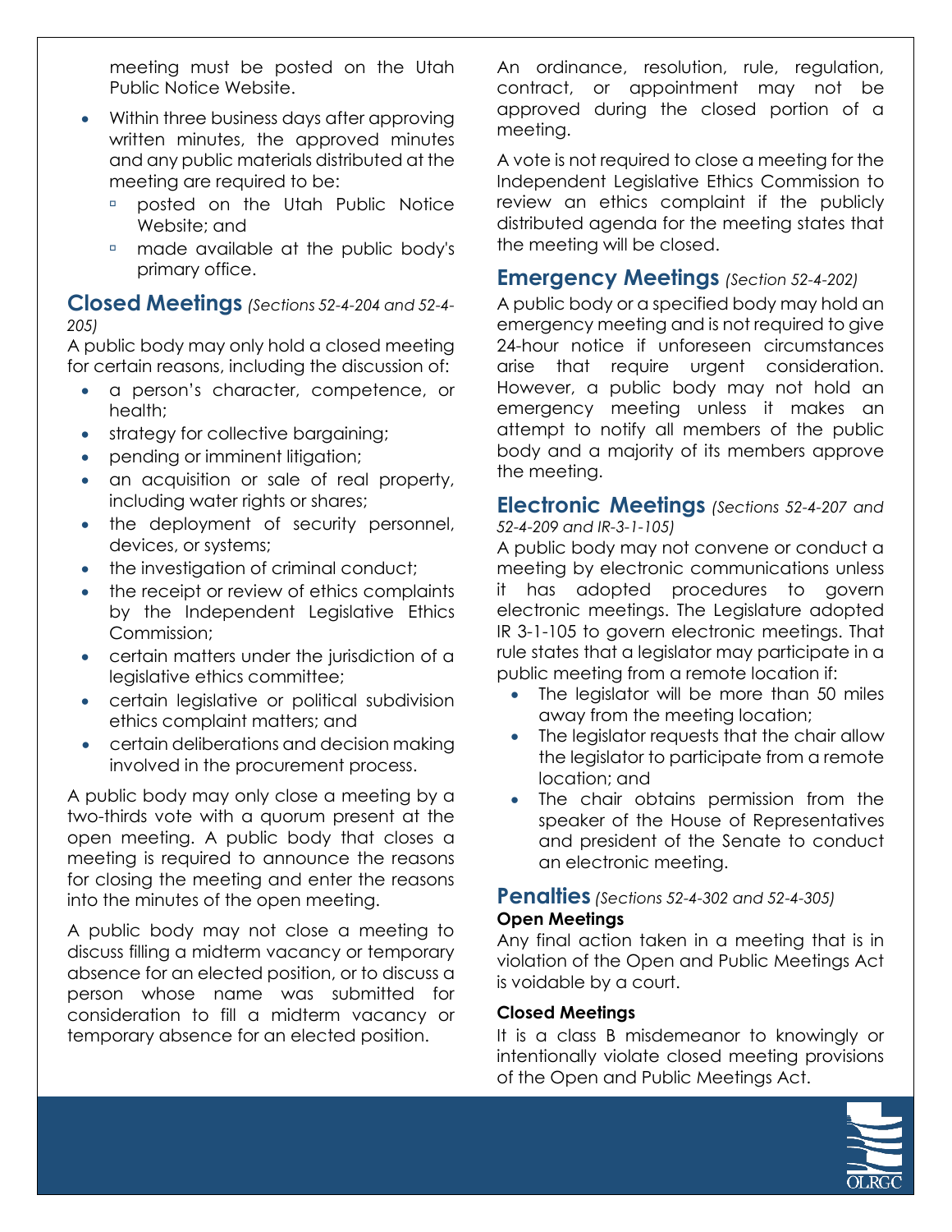meeting must be posted on the Utah Public Notice Website.

- Within three business days after approving written minutes, the approved minutes and any public materials distributed at the meeting are required to be:
  - posted on the Utah Public Notice Website; and
  - made available at the public body's primary office.

## Closed Meetings *(Sections 52-4-204 and 52-4-205)*

A public body may only hold a closed meeting for certain reasons, including the discussion of:

- a person's character, competence, or health;
- strategy for collective bargaining;
- pending or imminent litigation;
- an acquisition or sale of real property, including water rights or shares;
- the deployment of security personnel, devices, or systems;
- the investigation of criminal conduct;
- the receipt or review of ethics complaints by the Independent Legislative Ethics Commission;
- certain matters under the jurisdiction of a legislative ethics committee;
- certain legislative or political subdivision ethics complaint matters; and
- certain deliberations and decision making involved in the procurement process.

A public body may only close a meeting by a two-thirds vote with a quorum present at the open meeting. A public body that closes a meeting is required to announce the reasons for closing the meeting and enter the reasons into the minutes of the open meeting.

A public body may not close a meeting to discuss filling a midterm vacancy or temporary absence for an elected position, or to discuss a person whose name was submitted for consideration to fill a midterm vacancy or temporary absence for an elected position.

An ordinance, resolution, rule, regulation, contract, or appointment may not be approved during the closed portion of a meeting.

A vote is not required to close a meeting for the Independent Legislative Ethics Commission to review an ethics complaint if the publicly distributed agenda for the meeting states that the meeting will be closed.

## Emergency Meetings *(Section 52-4-202)*

A public body or a specified body may hold an emergency meeting and is not required to give 24-hour notice if unforeseen circumstances arise that require urgent consideration. However, a public body may not hold an emergency meeting unless it makes an attempt to notify all members of the public body and a majority of its members approve the meeting.

## Electronic Meetings *(Sections 52-4-207 and 52-4-209 and IR-3-1-105)*

A public body may not convene or conduct a meeting by electronic communications unless it has adopted procedures to govern electronic meetings. The Legislature adopted IR 3-1-105 to govern electronic meetings. That rule states that a legislator may participate in a public meeting from a remote location if:

- The legislator will be more than 50 miles away from the meeting location;
- The legislator requests that the chair allow the legislator to participate from a remote location; and
- The chair obtains permission from the speaker of the House of Representatives and president of the Senate to conduct an electronic meeting.

## Penalties *(Sections 52-4-302 and 52-4-305)*

**Open Meetings**

Any final action taken in a meeting that is in violation of the Open and Public Meetings Act is voidable by a court.

**Closed Meetings**

It is a class B misdemeanor to knowingly or intentionally violate closed meeting provisions of the Open and Public Meetings Act.